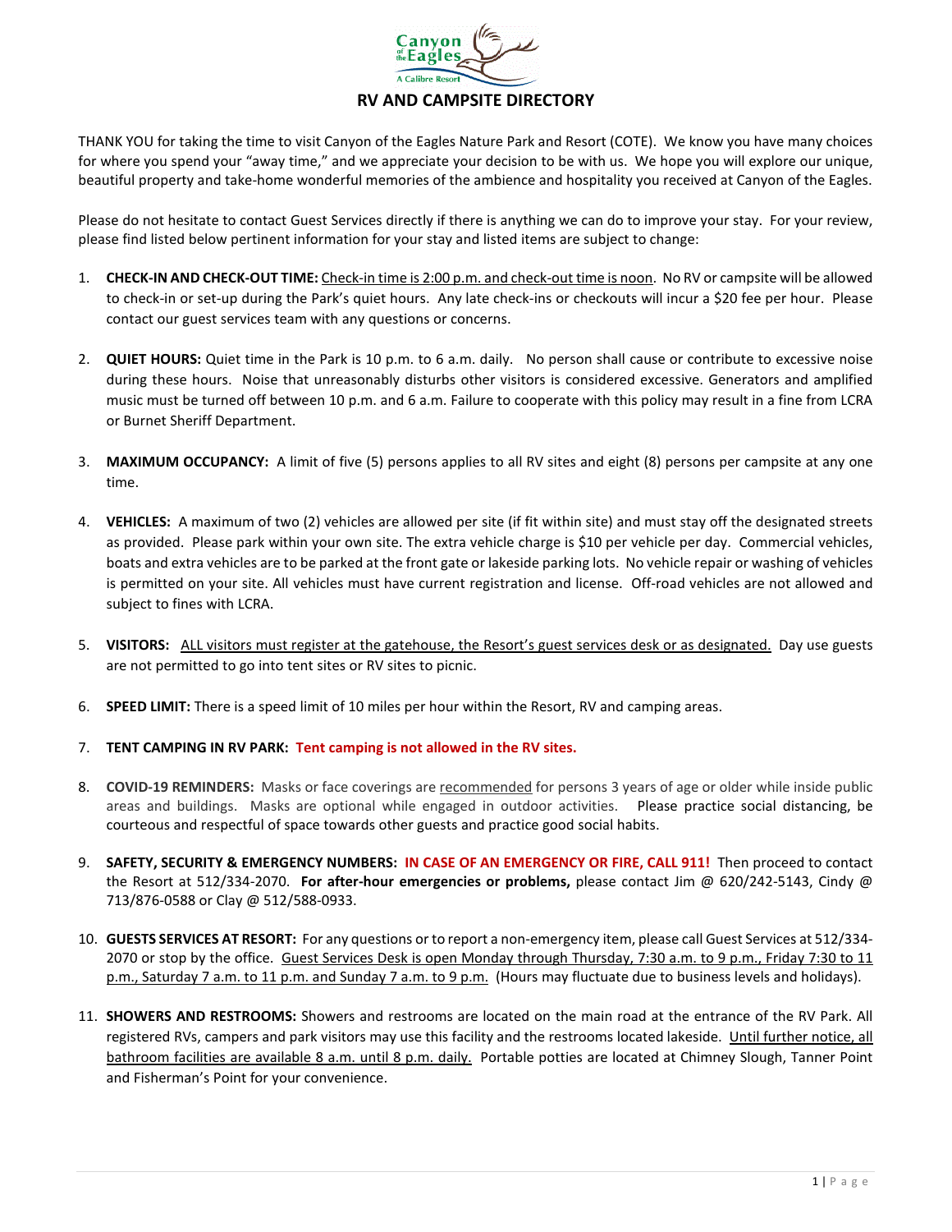# RV AND CAMPSITE DIRECTORY

THANK YOU for taking the time to visit Canyon of the Eagles Nature Park and Resort (COTE). We know you have many choices for where you spend your "away time," and we appreciate your decision to be with us. We hope you will explore our unique, beautiful property and take-home wonderful memories of the ambience and hospitality you received at Canyon of the Eagles.

Please do not hesitate to contact Guest Services directly if there is anything we can do to improve your stay. For your review, please find listed below pertinent information for your stay and listed items are subject to change:

1. **CHECK-IN AND CHECK-OUT TIME:** Check-in time is 2:00 p.m. and check-out time is noon. No RV or campsite will be allowed to check-in or set-up during the Park's quiet hours. Any late check-ins or checkouts will incur a $20 fee per hour. Please contact our guest services team with any questions or concerns.

2. **QUIET HOURS:** Quiet time in the Park is 10 p.m. to 6 a.m. daily. No person shall cause or contribute to excessive noise during these hours. Noise that unreasonably disturbs other visitors is considered excessive. Generators and amplified music must be turned off between 10 p.m. and 6 a.m. Failure to cooperate with this policy may result in a fine from LCRA or Burnet Sheriff Department.

3. **MAXIMUM OCCUPANCY:** A limit of five (5) persons applies to all RV sites and eight (8) persons per campsite at any one time.

4. **VEHICLES:** A maximum of two (2) vehicles are allowed per site (if fit within site) and must stay off the designated streets as provided. Please park within your own site. The extra vehicle charge is $10 per vehicle per day. Commercial vehicles, boats and extra vehicles are to be parked at the front gate or lakeside parking lots. No vehicle repair or washing of vehicles is permitted on your site. All vehicles must have current registration and license. Off-road vehicles are not allowed and subject to fines with LCRA.

5. **VISITORS:** ALL visitors must register at the gatehouse, the Resort's guest services desk or as designated. Day use guests are not permitted to go into tent sites or RV sites to picnic.

6. **SPEED LIMIT:** There is a speed limit of 10 miles per hour within the Resort, RV and camping areas.

7. **TENT CAMPING IN RV PARK:** **Tent camping is not allowed in the RV sites.**

8. **COVID-19 REMINDERS:** Masks or face coverings are recommended for persons 3 years of age or older while inside public areas and buildings. Masks are optional while engaged in outdoor activities. Please practice social distancing, be courteous and respectful of space towards other guests and practice good social habits.

9. **SAFETY, SECURITY & EMERGENCY NUMBERS:** **IN CASE OF AN EMERGENCY OR FIRE, CALL 911!** Then proceed to contact the Resort at 512/334-2070. **For after-hour emergencies or problems,** please contact Jim @ 620/242-5143, Cindy @ 713/876-0588 or Clay @ 512/588-0933.

10. **GUESTS SERVICES AT RESORT:** For any questions or to report a non-emergency item, please call Guest Services at 512/334-2070 or stop by the office. Guest Services Desk is open Monday through Thursday, 7:30 a.m. to 9 p.m., Friday 7:30 to 11 p.m., Saturday 7 a.m. to 11 p.m. and Sunday 7 a.m. to 9 p.m. (Hours may fluctuate due to business levels and holidays).

11. **SHOWERS AND RESTROOMS:** Showers and restrooms are located on the main road at the entrance of the RV Park. All registered RVs, campers and park visitors may use this facility and the restrooms located lakeside. Until further notice, all bathroom facilities are available 8 a.m. until 8 p.m. daily. Portable potties are located at Chimney Slough, Tanner Point and Fisherman's Point for your convenience.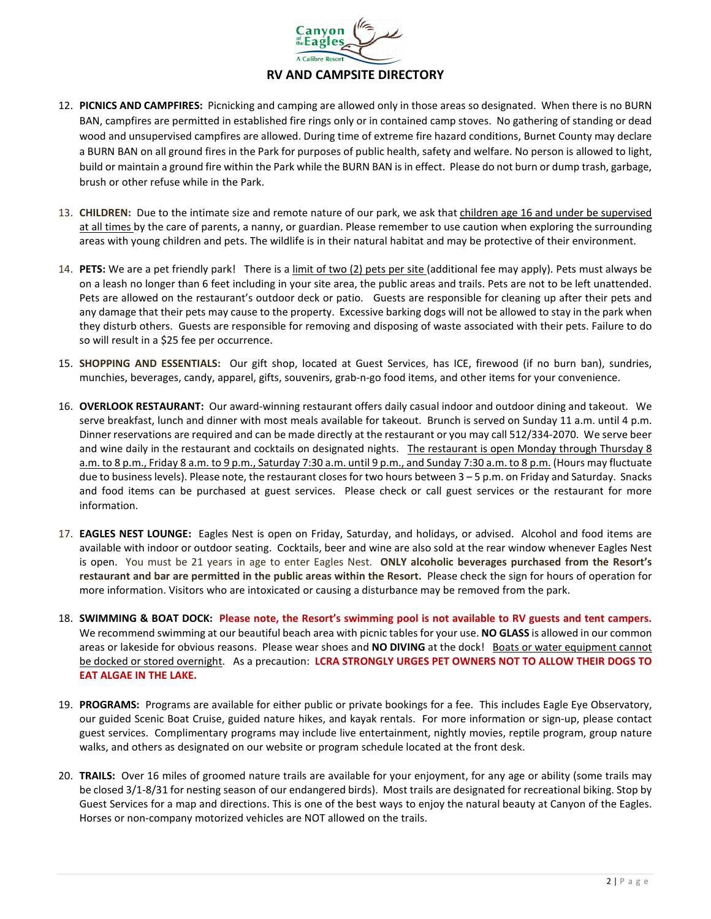# RV AND CAMPSITE DIRECTORY

12. **PICNICS AND CAMPFIRES:** Picnicking and camping are allowed only in those areas so designated. When there is no BURN BAN, campfires are permitted in established fire rings only or in contained camp stoves. No gathering of standing or dead wood and unsupervised campfires are allowed. During time of extreme fire hazard conditions, Burnet County may declare a BURN BAN on all ground fires in the Park for purposes of public health, safety and welfare. No person is allowed to light, build or maintain a ground fire within the Park while the BURN BAN is in effect. Please do not burn or dump trash, garbage, brush or other refuse while in the Park.

13. **CHILDREN:** Due to the intimate size and remote nature of our park, we ask that children age 16 and under be supervised at all times by the care of parents, a nanny, or guardian. Please remember to use caution when exploring the surrounding areas with young children and pets. The wildlife is in their natural habitat and may be protective of their environment.

14. **PETS:** We are a pet friendly park! There is a limit of two (2) pets per site (additional fee may apply). Pets must always be on a leash no longer than 6 feet including in your site area, the public areas and trails. Pets are not to be left unattended. Pets are allowed on the restaurant's outdoor deck or patio. Guests are responsible for cleaning up after their pets and any damage that their pets may cause to the property. Excessive barking dogs will not be allowed to stay in the park when they disturb others. Guests are responsible for removing and disposing of waste associated with their pets. Failure to do so will result in a $25 fee per occurrence.

15. **SHOPPING AND ESSENTIALS:** Our gift shop, located at Guest Services, has ICE, firewood (if no burn ban), sundries, munchies, beverages, candy, apparel, gifts, souvenirs, grab-n-go food items, and other items for your convenience.

16. **OVERLOOK RESTAURANT:** Our award-winning restaurant offers daily casual indoor and outdoor dining and takeout. We serve breakfast, lunch and dinner with most meals available for takeout. Brunch is served on Sunday 11 a.m. until 4 p.m. Dinner reservations are required and can be made directly at the restaurant or you may call 512/334-2070. We serve beer and wine daily in the restaurant and cocktails on designated nights. The restaurant is open Monday through Thursday 8 a.m. to 8 p.m., Friday 8 a.m. to 9 p.m., Saturday 7:30 a.m. until 9 p.m., and Sunday 7:30 a.m. to 8 p.m. (Hours may fluctuate due to business levels). Please note, the restaurant closes for two hours between 3 – 5 p.m. on Friday and Saturday. Snacks and food items can be purchased at guest services. Please check or call guest services or the restaurant for more information.

17. **EAGLES NEST LOUNGE:** Eagles Nest is open on Friday, Saturday, and holidays, or advised. Alcohol and food items are available with indoor or outdoor seating. Cocktails, beer and wine are also sold at the rear window whenever Eagles Nest is open. You must be 21 years in age to enter Eagles Nest. **ONLY alcoholic beverages purchased from the Resort's restaurant and bar are permitted in the public areas within the Resort.** Please check the sign for hours of operation for more information. Visitors who are intoxicated or causing a disturbance may be removed from the park.

18. **SWIMMING & BOAT DOCK:** **Please note, the Resort's swimming pool is not available to RV guests and tent campers.** We recommend swimming at our beautiful beach area with picnic tables for your use. **NO GLASS** is allowed in our common areas or lakeside for obvious reasons. Please wear shoes and **NO DIVING** at the dock! Boats or water equipment cannot be docked or stored overnight. As a precaution: **LCRA STRONGLY URGES PET OWNERS NOT TO ALLOW THEIR DOGS TO EAT ALGAE IN THE LAKE.**

19. **PROGRAMS:** Programs are available for either public or private bookings for a fee. This includes Eagle Eye Observatory, our guided Scenic Boat Cruise, guided nature hikes, and kayak rentals. For more information or sign-up, please contact guest services. Complimentary programs may include live entertainment, nightly movies, reptile program, group nature walks, and others as designated on our website or program schedule located at the front desk.

20. **TRAILS:** Over 16 miles of groomed nature trails are available for your enjoyment, for any age or ability (some trails may be closed 3/1-8/31 for nesting season of our endangered birds). Most trails are designated for recreational biking. Stop by Guest Services for a map and directions. This is one of the best ways to enjoy the natural beauty at Canyon of the Eagles. Horses or non-company motorized vehicles are NOT allowed on the trails.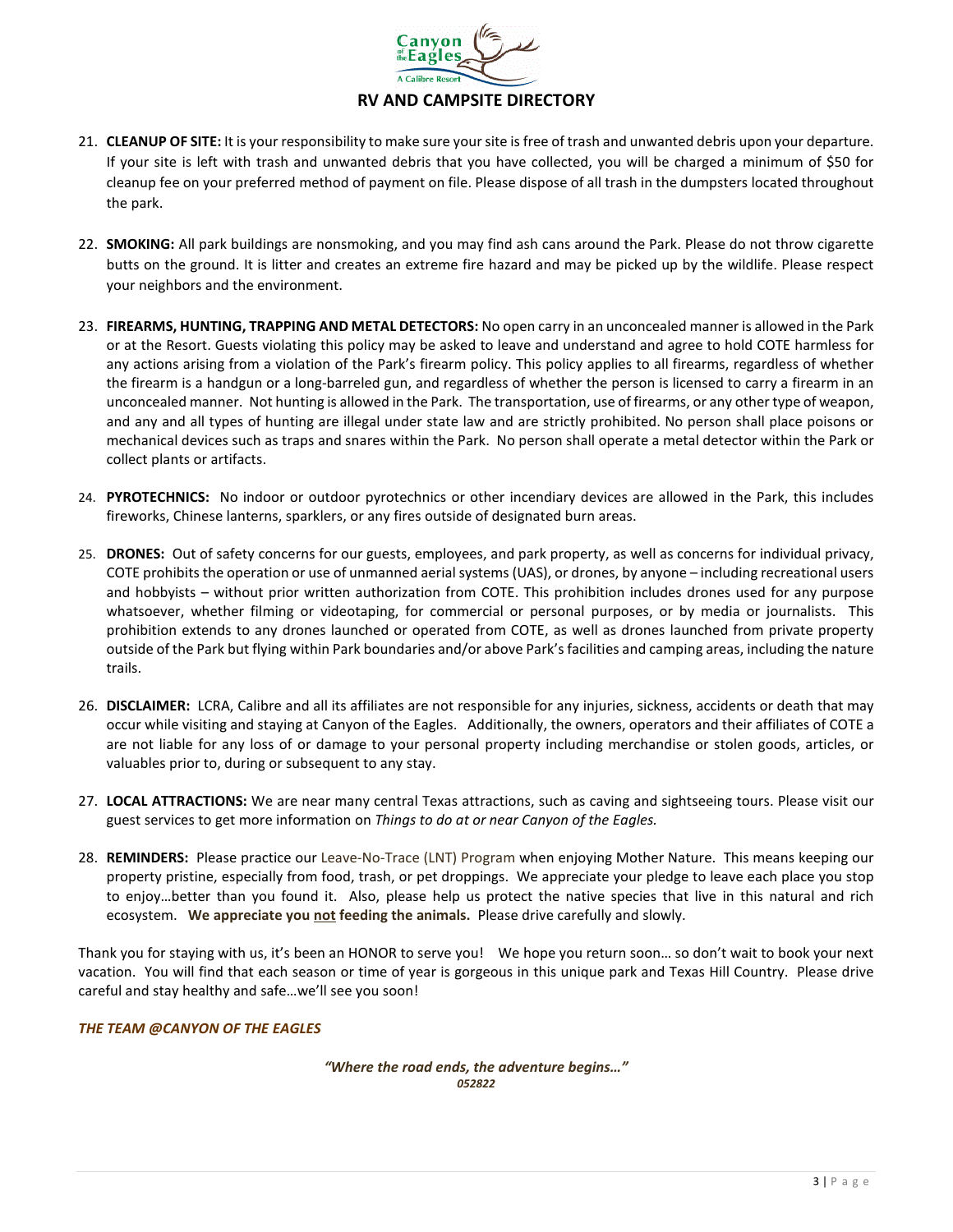## RV AND CAMPSITE DIRECTORY

21. **CLEANUP OF SITE:** It is your responsibility to make sure your site is free of trash and unwanted debris upon your departure. If your site is left with trash and unwanted debris that you have collected, you will be charged a minimum of $50 for cleanup fee on your preferred method of payment on file. Please dispose of all trash in the dumpsters located throughout the park.

22. **SMOKING:** All park buildings are nonsmoking, and you may find ash cans around the Park. Please do not throw cigarette butts on the ground. It is litter and creates an extreme fire hazard and may be picked up by the wildlife. Please respect your neighbors and the environment.

23. **FIREARMS, HUNTING, TRAPPING AND METAL DETECTORS:** No open carry in an unconcealed manner is allowed in the Park or at the Resort. Guests violating this policy may be asked to leave and understand and agree to hold COTE harmless for any actions arising from a violation of the Park's firearm policy. This policy applies to all firearms, regardless of whether the firearm is a handgun or a long-barreled gun, and regardless of whether the person is licensed to carry a firearm in an unconcealed manner. Not hunting is allowed in the Park. The transportation, use of firearms, or any other type of weapon, and any and all types of hunting are illegal under state law and are strictly prohibited. No person shall place poisons or mechanical devices such as traps and snares within the Park. No person shall operate a metal detector within the Park or collect plants or artifacts.

24. **PYROTECHNICS:** No indoor or outdoor pyrotechnics or other incendiary devices are allowed in the Park, this includes fireworks, Chinese lanterns, sparklers, or any fires outside of designated burn areas.

25. **DRONES:** Out of safety concerns for our guests, employees, and park property, as well as concerns for individual privacy, COTE prohibits the operation or use of unmanned aerial systems (UAS), or drones, by anyone – including recreational users and hobbyists – without prior written authorization from COTE. This prohibition includes drones used for any purpose whatsoever, whether filming or videotaping, for commercial or personal purposes, or by media or journalists. This prohibition extends to any drones launched or operated from COTE, as well as drones launched from private property outside of the Park but flying within Park boundaries and/or above Park's facilities and camping areas, including the nature trails.

26. **DISCLAIMER:** LCRA, Calibre and all its affiliates are not responsible for any injuries, sickness, accidents or death that may occur while visiting and staying at Canyon of the Eagles. Additionally, the owners, operators and their affiliates of COTE a are not liable for any loss of or damage to your personal property including merchandise or stolen goods, articles, or valuables prior to, during or subsequent to any stay.

27. **LOCAL ATTRACTIONS:** We are near many central Texas attractions, such as caving and sightseeing tours. Please visit our guest services to get more information on *Things to do at or near Canyon of the Eagles.*

28. **REMINDERS:** Please practice our Leave-No-Trace (LNT) Program when enjoying Mother Nature. This means keeping our property pristine, especially from food, trash, or pet droppings. We appreciate your pledge to leave each place you stop to enjoy…better than you found it. Also, please help us protect the native species that live in this natural and rich ecosystem. **We appreciate you <u>not</u> feeding the animals.** Please drive carefully and slowly.

Thank you for staying with us, it's been an HONOR to serve you! We hope you return soon… so don't wait to book your next vacation. You will find that each season or time of year is gorgeous in this unique park and Texas Hill Country. Please drive careful and stay healthy and safe…we'll see you soon!

***THE TEAM @CANYON OF THE EAGLES***

***"Where the road ends, the adventure begins…"***
***052822***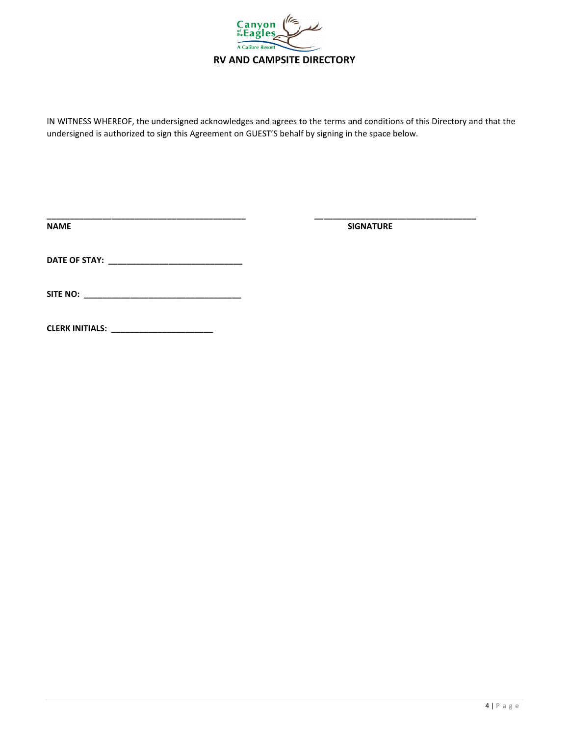# RV AND CAMPSITE DIRECTORY

IN WITNESS WHEREOF, the undersigned acknowledges and agrees to the terms and conditions of this Directory and that the undersigned is authorized to sign this Agreement on GUEST'S behalf by signing in the space below.

___________________________________________ ___________________________________

**NAME** **SIGNATURE**

**DATE OF STAY:** _____________________________

**SITE NO:** __________________________________

**CLERK INITIALS:** ______________________